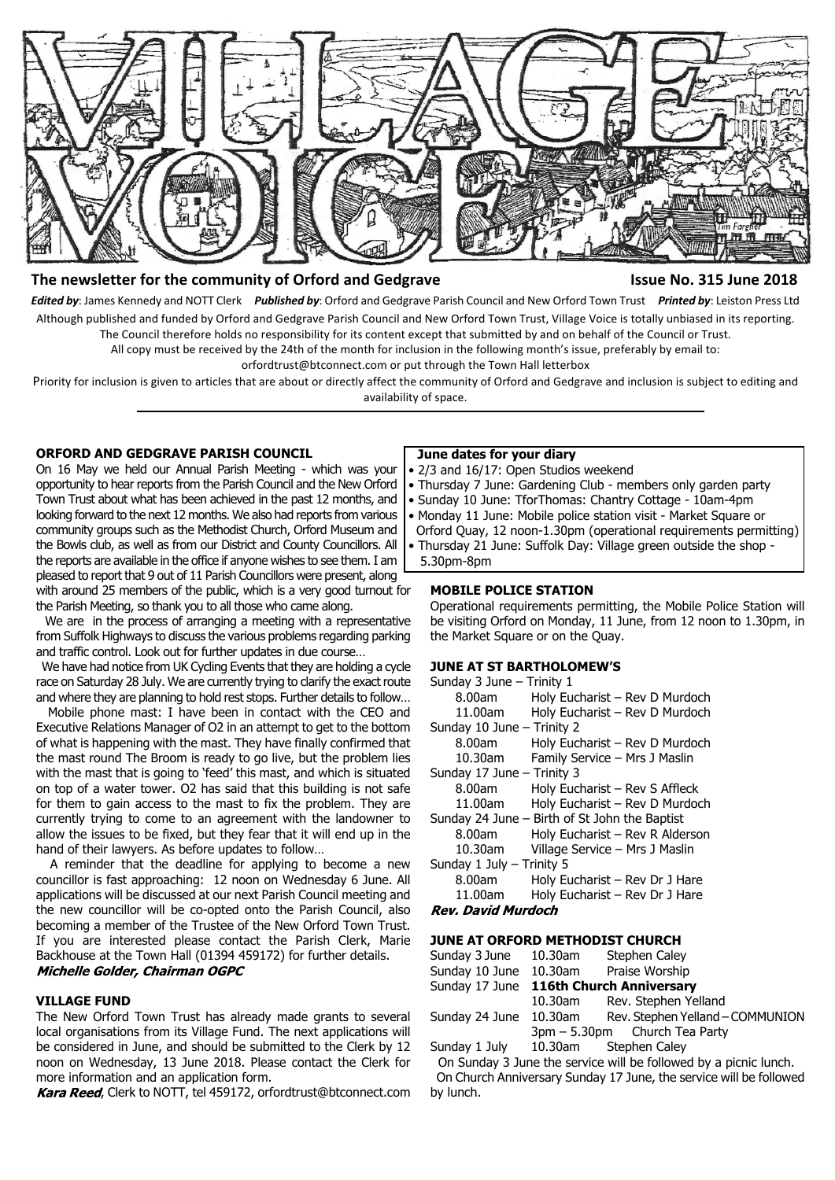# VILLAGE VOICE

**The newsletter for the community of Orford and Gedgrave** **Issue No. 315 June 2018**

***Edited by***: James Kennedy and NOTT Clerk ***Published by***: Orford and Gedgrave Parish Council and New Orford Town Trust ***Printed by***: Leiston Press Ltd

Although published and funded by Orford and Gedgrave Parish Council and New Orford Town Trust, Village Voice is totally unbiased in its reporting. The Council therefore holds no responsibility for its content except that submitted by and on behalf of the Council or Trust.

All copy must be received by the 24th of the month for inclusion in the following month's issue, preferably by email to: orfordtrust@btconnect.com or put through the Town Hall letterbox

Priority for inclusion is given to articles that are about or directly affect the community of Orford and Gedgrave and inclusion is subject to editing and availability of space.

## ORFORD AND GEDGRAVE PARISH COUNCIL

On 16 May we held our Annual Parish Meeting - which was your opportunity to hear reports from the Parish Council and the New Orford Town Trust about what has been achieved in the past 12 months, and looking forward to the next 12 months. We also had reports from various community groups such as the Methodist Church, Orford Museum and the Bowls club, as well as from our District and County Councillors. All the reports are available in the office if anyone wishes to see them. I am pleased to report that 9 out of 11 Parish Councillors were present, along with around 25 members of the public, which is a very good turnout for the Parish Meeting, so thank you to all those who came along.

We are in the process of arranging a meeting with a representative from Suffolk Highways to discuss the various problems regarding parking and traffic control. Look out for further updates in due course…

We have had notice from UK Cycling Events that they are holding a cycle race on Saturday 28 July. We are currently trying to clarify the exact route and where they are planning to hold rest stops. Further details to follow…

Mobile phone mast: I have been in contact with the CEO and Executive Relations Manager of O2 in an attempt to get to the bottom of what is happening with the mast. They have finally confirmed that the mast round The Broom is ready to go live, but the problem lies with the mast that is going to 'feed' this mast, and which is situated on top of a water tower. O2 has said that this building is not safe for them to gain access to the mast to fix the problem. They are currently trying to come to an agreement with the landowner to allow the issues to be fixed, but they fear that it will end up in the hand of their lawyers. As before updates to follow…

A reminder that the deadline for applying to become a new councillor is fast approaching: 12 noon on Wednesday 6 June. All applications will be discussed at our next Parish Council meeting and the new councillor will be co-opted onto the Parish Council, also becoming a member of the Trustee of the New Orford Town Trust. If you are interested please contact the Parish Clerk, Marie Backhouse at the Town Hall (01394 459172) for further details.

***Michelle Golder, Chairman OGPC***

## VILLAGE FUND

The New Orford Town Trust has already made grants to several local organisations from its Village Fund. The next applications will be considered in June, and should be submitted to the Clerk by 12 noon on Wednesday, 13 June 2018. Please contact the Clerk for more information and an application form.

***Kara Reed***, Clerk to NOTT, tel 459172, orfordtrust@btconnect.com

## June dates for your diary

- 2/3 and 16/17: Open Studios weekend
- Thursday 7 June: Gardening Club - members only garden party
- Sunday 10 June: TforThomas: Chantry Cottage - 10am-4pm
- Monday 11 June: Mobile police station visit - Market Square or Orford Quay, 12 noon-1.30pm (operational requirements permitting)
- Thursday 21 June: Suffolk Day: Village green outside the shop - 5.30pm-8pm

## MOBILE POLICE STATION

Operational requirements permitting, the Mobile Police Station will be visiting Orford on Monday, 11 June, from 12 noon to 1.30pm, in the Market Square or on the Quay.

## JUNE AT ST BARTHOLOMEW'S

Sunday 3 June – Trinity 1
- 8.00am Holy Eucharist – Rev D Murdoch
- 11.00am Holy Eucharist – Rev D Murdoch

Sunday 10 June – Trinity 2
- 8.00am Holy Eucharist – Rev D Murdoch
- 10.30am Family Service – Mrs J Maslin

Sunday 17 June – Trinity 3
- 8.00am Holy Eucharist – Rev S Affleck
- 11.00am Holy Eucharist – Rev D Murdoch

Sunday 24 June – Birth of St John the Baptist
- 8.00am Holy Eucharist – Rev R Alderson
- 10.30am Village Service – Mrs J Maslin

Sunday 1 July – Trinity 5
- 8.00am Holy Eucharist – Rev Dr J Hare
- 11.00am Holy Eucharist – Rev Dr J Hare

***Rev. David Murdoch***

## JUNE AT ORFORD METHODIST CHURCH

| | | |
|---|---|---|
| Sunday 3 June | 10.30am | Stephen Caley |
| Sunday 10 June | 10.30am | Praise Worship |
| Sunday 17 June | **116th Church Anniversary** | |
| | 10.30am | Rev. Stephen Yelland |
| Sunday 24 June | 10.30am | Rev. Stephen Yelland – COMMUNION |
| | 3pm – 5.30pm | Church Tea Party |
| Sunday 1 July | 10.30am | Stephen Caley |

On Sunday 3 June the service will be followed by a picnic lunch.

On Church Anniversary Sunday 17 June, the service will be followed by lunch.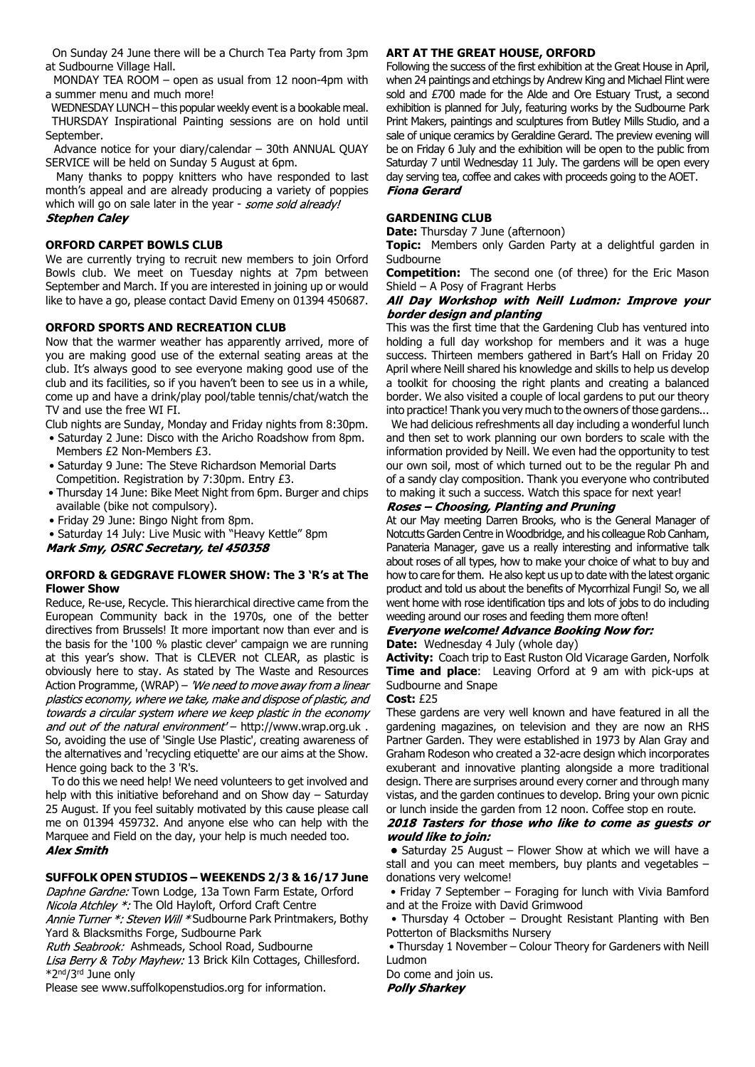On Sunday 24 June there will be a Church Tea Party from 3pm at Sudbourne Village Hall.

MONDAY TEA ROOM – open as usual from 12 noon-4pm with a summer menu and much more!

WEDNESDAY LUNCH – this popular weekly event is a bookable meal.

THURSDAY Inspirational Painting sessions are on hold until September.

Advance notice for your diary/calendar – 30th ANNUAL QUAY SERVICE will be held on Sunday 5 August at 6pm.

Many thanks to poppy knitters who have responded to last month's appeal and are already producing a variety of poppies which will go on sale later in the year - *some sold already!*

***Stephen Caley***

### ORFORD CARPET BOWLS CLUB

We are currently trying to recruit new members to join Orford Bowls club. We meet on Tuesday nights at 7pm between September and March. If you are interested in joining up or would like to have a go, please contact David Emeny on 01394 450687.

### ORFORD SPORTS AND RECREATION CLUB

Now that the warmer weather has apparently arrived, more of you are making good use of the external seating areas at the club. It's always good to see everyone making good use of the club and its facilities, so if you haven't been to see us in a while, come up and have a drink/play pool/table tennis/chat/watch the TV and use the free WI FI.

Club nights are Sunday, Monday and Friday nights from 8:30pm.

- Saturday 2 June: Disco with the Aricho Roadshow from 8pm. Members £2 Non-Members £3.
- Saturday 9 June: The Steve Richardson Memorial Darts Competition. Registration by 7:30pm. Entry £3.
- Thursday 14 June: Bike Meet Night from 6pm. Burger and chips available (bike not compulsory).
- Friday 29 June: Bingo Night from 8pm.
- Saturday 14 July: Live Music with "Heavy Kettle" 8pm

***Mark Smy, OSRC Secretary, tel 450358***

### ORFORD & GEDGRAVE FLOWER SHOW: The 3 'R's at The Flower Show

Reduce, Re-use, Recycle. This hierarchical directive came from the European Community back in the 1970s, one of the better directives from Brussels! It more important now than ever and is the basis for the '100 % plastic clever' campaign we are running at this year's show. That is CLEVER not CLEAR, as plastic is obviously here to stay. As stated by The Waste and Resources Action Programme, (WRAP) – *'We need to move away from a linear plastics economy, where we take, make and dispose of plastic, and towards a circular system where we keep plastic in the economy and out of the natural environment'* – http://www.wrap.org.uk . So, avoiding the use of 'Single Use Plastic', creating awareness of the alternatives and 'recycling etiquette' are our aims at the Show. Hence going back to the 3 'R's.

To do this we need help! We need volunteers to get involved and help with this initiative beforehand and on Show day – Saturday 25 August. If you feel suitably motivated by this cause please call me on 01394 459732. And anyone else who can help with the Marquee and Field on the day, your help is much needed too.

***Alex Smith***

### SUFFOLK OPEN STUDIOS – WEEKENDS 2/3 & 16/17 June

*Daphne Gardne:* Town Lodge, 13a Town Farm Estate, Orford
*Nicola Atchley \*:* The Old Hayloft, Orford Craft Centre
*Annie Turner \*: Steven Will \** Sudbourne Park Printmakers, Bothy Yard & Blacksmiths Forge, Sudbourne Park
*Ruth Seabrook:* Ashmeads, School Road, Sudbourne
*Lisa Berry & Toby Mayhew:* 13 Brick Kiln Cottages, Chillesford.
\*2nd/3rd June only

Please see www.suffolkopenstudios.org for information.

### ART AT THE GREAT HOUSE, ORFORD

Following the success of the first exhibition at the Great House in April, when 24 paintings and etchings by Andrew King and Michael Flint were sold and £700 made for the Alde and Ore Estuary Trust, a second exhibition is planned for July, featuring works by the Sudbourne Park Print Makers, paintings and sculptures from Butley Mills Studio, and a sale of unique ceramics by Geraldine Gerard. The preview evening will be on Friday 6 July and the exhibition will be open to the public from Saturday 7 until Wednesday 11 July. The gardens will be open every day serving tea, coffee and cakes with proceeds going to the AOET.

***Fiona Gerard***

### GARDENING CLUB

**Date:** Thursday 7 June (afternoon)

**Topic:** Members only Garden Party at a delightful garden in Sudbourne

**Competition:** The second one (of three) for the Eric Mason Shield – A Posy of Fragrant Herbs

***All Day Workshop with Neill Ludmon: Improve your border design and planting***

This was the first time that the Gardening Club has ventured into holding a full day workshop for members and it was a huge success. Thirteen members gathered in Bart's Hall on Friday 20 April where Neill shared his knowledge and skills to help us develop a toolkit for choosing the right plants and creating a balanced border. We also visited a couple of local gardens to put our theory into practice! Thank you very much to the owners of those gardens...

We had delicious refreshments all day including a wonderful lunch and then set to work planning our own borders to scale with the information provided by Neill. We even had the opportunity to test our own soil, most of which turned out to be the regular Ph and of a sandy clay composition. Thank you everyone who contributed to making it such a success. Watch this space for next year!

***Roses – Choosing, Planting and Pruning***

At our May meeting Darren Brooks, who is the General Manager of Notcutts Garden Centre in Woodbridge, and his colleague Rob Canham, Panateria Manager, gave us a really interesting and informative talk about roses of all types, how to make your choice of what to buy and how to care for them. He also kept us up to date with the latest organic product and told us about the benefits of Mycorrhizal Fungi! So, we all went home with rose identification tips and lots of jobs to do including weeding around our roses and feeding them more often!

***Everyone welcome! Advance Booking Now for:***

**Date:** Wednesday 4 July (whole day)

**Activity:** Coach trip to East Ruston Old Vicarage Garden, Norfolk

**Time and place**: Leaving Orford at 9 am with pick-ups at Sudbourne and Snape

**Cost:** £25

These gardens are very well known and have featured in all the gardening magazines, on television and they are now an RHS Partner Garden. They were established in 1973 by Alan Gray and Graham Rodeson who created a 32-acre design which incorporates exuberant and innovative planting alongside a more traditional design. There are surprises around every corner and through many vistas, and the garden continues to develop. Bring your own picnic or lunch inside the garden from 12 noon. Coffee stop en route.

***2018 Tasters for those who like to come as guests or would like to join:***

- Saturday 25 August – Flower Show at which we will have a stall and you can meet members, buy plants and vegetables – donations very welcome!
- Friday 7 September – Foraging for lunch with Vivia Bamford and at the Froize with David Grimwood
- Thursday 4 October – Drought Resistant Planting with Ben Potterton of Blacksmiths Nursery
- Thursday 1 November – Colour Theory for Gardeners with Neill Ludmon

Do come and join us.

***Polly Sharkey***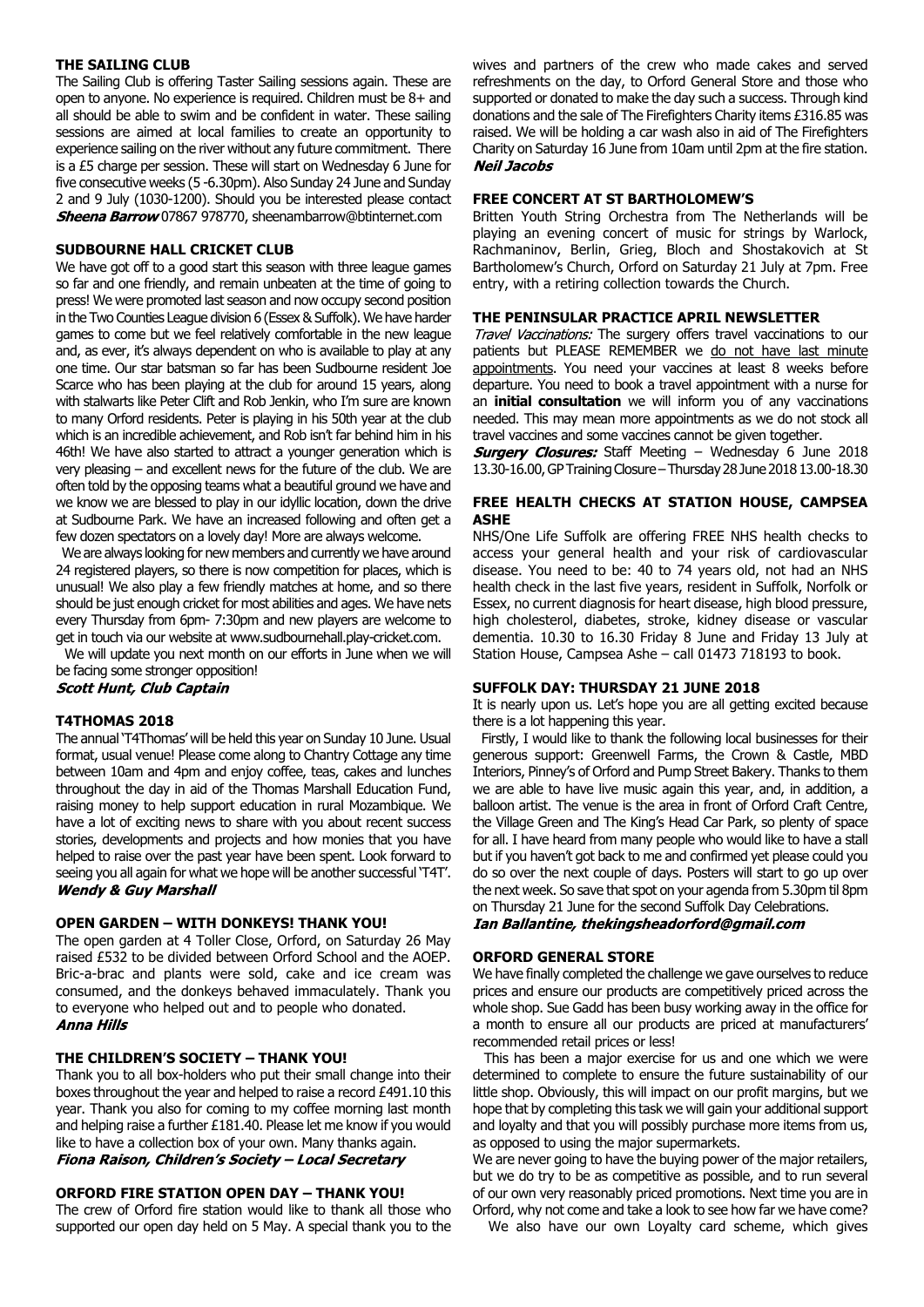### THE SAILING CLUB

The Sailing Club is offering Taster Sailing sessions again. These are open to anyone. No experience is required. Children must be 8+ and all should be able to swim and be confident in water. These sailing sessions are aimed at local families to create an opportunity to experience sailing on the river without any future commitment. There is a £5 charge per session. These will start on Wednesday 6 June for five consecutive weeks (5 -6.30pm). Also Sunday 24 June and Sunday 2 and 9 July (1030-1200). Should you be interested please contact ***Sheena Barrow*** 07867 978770, sheenambarrow@btinternet.com

### SUDBOURNE HALL CRICKET CLUB

We have got off to a good start this season with three league games so far and one friendly, and remain unbeaten at the time of going to press! We were promoted last season and now occupy second position in the Two Counties League division 6 (Essex & Suffolk). We have harder games to come but we feel relatively comfortable in the new league and, as ever, it's always dependent on who is available to play at any one time. Our star batsman so far has been Sudbourne resident Joe Scarce who has been playing at the club for around 15 years, along with stalwarts like Peter Clift and Rob Jenkin, who I'm sure are known to many Orford residents. Peter is playing in his 50th year at the club which is an incredible achievement, and Rob isn't far behind him in his 46th! We have also started to attract a younger generation which is very pleasing – and excellent news for the future of the club. We are often told by the opposing teams what a beautiful ground we have and we know we are blessed to play in our idyllic location, down the drive at Sudbourne Park. We have an increased following and often get a few dozen spectators on a lovely day! More are always welcome.

We are always looking for new members and currently we have around 24 registered players, so there is now competition for places, which is unusual! We also play a few friendly matches at home, and so there should be just enough cricket for most abilities and ages. We have nets every Thursday from 6pm- 7:30pm and new players are welcome to get in touch via our website at www.sudbournehall.play-cricket.com.

We will update you next month on our efforts in June when we will be facing some stronger opposition!

***Scott Hunt, Club Captain***

### T4THOMAS 2018

The annual 'T4Thomas' will be held this year on Sunday 10 June. Usual format, usual venue! Please come along to Chantry Cottage any time between 10am and 4pm and enjoy coffee, teas, cakes and lunches throughout the day in aid of the Thomas Marshall Education Fund, raising money to help support education in rural Mozambique. We have a lot of exciting news to share with you about recent success stories, developments and projects and how monies that you have helped to raise over the past year have been spent. Look forward to seeing you all again for what we hope will be another successful 'T4T'.

***Wendy & Guy Marshall***

### OPEN GARDEN – WITH DONKEYS! THANK YOU!

The open garden at 4 Toller Close, Orford, on Saturday 26 May raised £532 to be divided between Orford School and the AOEP. Bric-a-brac and plants were sold, cake and ice cream was consumed, and the donkeys behaved immaculately. Thank you to everyone who helped out and to people who donated.

***Anna Hills***

### THE CHILDREN'S SOCIETY – THANK YOU!

Thank you to all box-holders who put their small change into their boxes throughout the year and helped to raise a record £491.10 this year. Thank you also for coming to my coffee morning last month and helping raise a further £181.40. Please let me know if you would like to have a collection box of your own. Many thanks again.

***Fiona Raison, Children's Society – Local Secretary***

### ORFORD FIRE STATION OPEN DAY – THANK YOU!

The crew of Orford fire station would like to thank all those who supported our open day held on 5 May. A special thank you to the wives and partners of the crew who made cakes and served refreshments on the day, to Orford General Store and those who supported or donated to make the day such a success. Through kind donations and the sale of The Firefighters Charity items £316.85 was raised. We will be holding a car wash also in aid of The Firefighters Charity on Saturday 16 June from 10am until 2pm at the fire station.

***Neil Jacobs***

### FREE CONCERT AT ST BARTHOLOMEW'S

Britten Youth String Orchestra from The Netherlands will be playing an evening concert of music for strings by Warlock, Rachmaninov, Berlin, Grieg, Bloch and Shostakovich at St Bartholomew's Church, Orford on Saturday 21 July at 7pm. Free entry, with a retiring collection towards the Church.

### THE PENINSULAR PRACTICE APRIL NEWSLETTER

*Travel Vaccinations:* The surgery offers travel vaccinations to our patients but PLEASE REMEMBER we do not have last minute appointments. You need your vaccines at least 8 weeks before departure. You need to book a travel appointment with a nurse for an **initial consultation** we will inform you of any vaccinations needed. This may mean more appointments as we do not stock all travel vaccines and some vaccines cannot be given together.

***Surgery Closures:*** Staff Meeting – Wednesday 6 June 2018 13.30-16.00, GP Training Closure – Thursday 28 June 2018 13.00-18.30

### FREE HEALTH CHECKS AT STATION HOUSE, CAMPSEA ASHE

NHS/One Life Suffolk are offering FREE NHS health checks to access your general health and your risk of cardiovascular disease. You need to be: 40 to 74 years old, not had an NHS health check in the last five years, resident in Suffolk, Norfolk or Essex, no current diagnosis for heart disease, high blood pressure, high cholesterol, diabetes, stroke, kidney disease or vascular dementia. 10.30 to 16.30 Friday 8 June and Friday 13 July at Station House, Campsea Ashe – call 01473 718193 to book.

### SUFFOLK DAY: THURSDAY 21 JUNE 2018

It is nearly upon us. Let's hope you are all getting excited because there is a lot happening this year.

Firstly, I would like to thank the following local businesses for their generous support: Greenwell Farms, the Crown & Castle, MBD Interiors, Pinney's of Orford and Pump Street Bakery. Thanks to them we are able to have live music again this year, and, in addition, a balloon artist. The venue is the area in front of Orford Craft Centre, the Village Green and The King's Head Car Park, so plenty of space for all. I have heard from many people who would like to have a stall but if you haven't got back to me and confirmed yet please could you do so over the next couple of days. Posters will start to go up over the next week. So save that spot on your agenda from 5.30pm til 8pm on Thursday 21 June for the second Suffolk Day Celebrations.

***Ian Ballantine, thekingsheadorford@gmail.com***

### ORFORD GENERAL STORE

We have finally completed the challenge we gave ourselves to reduce prices and ensure our products are competitively priced across the whole shop. Sue Gadd has been busy working away in the office for a month to ensure all our products are priced at manufacturers' recommended retail prices or less!

This has been a major exercise for us and one which we were determined to complete to ensure the future sustainability of our little shop. Obviously, this will impact on our profit margins, but we hope that by completing this task we will gain your additional support and loyalty and that you will possibly purchase more items from us, as opposed to using the major supermarkets.

We are never going to have the buying power of the major retailers, but we do try to be as competitive as possible, and to run several of our own very reasonably priced promotions. Next time you are in Orford, why not come and take a look to see how far we have come?

We also have our own Loyalty card scheme, which gives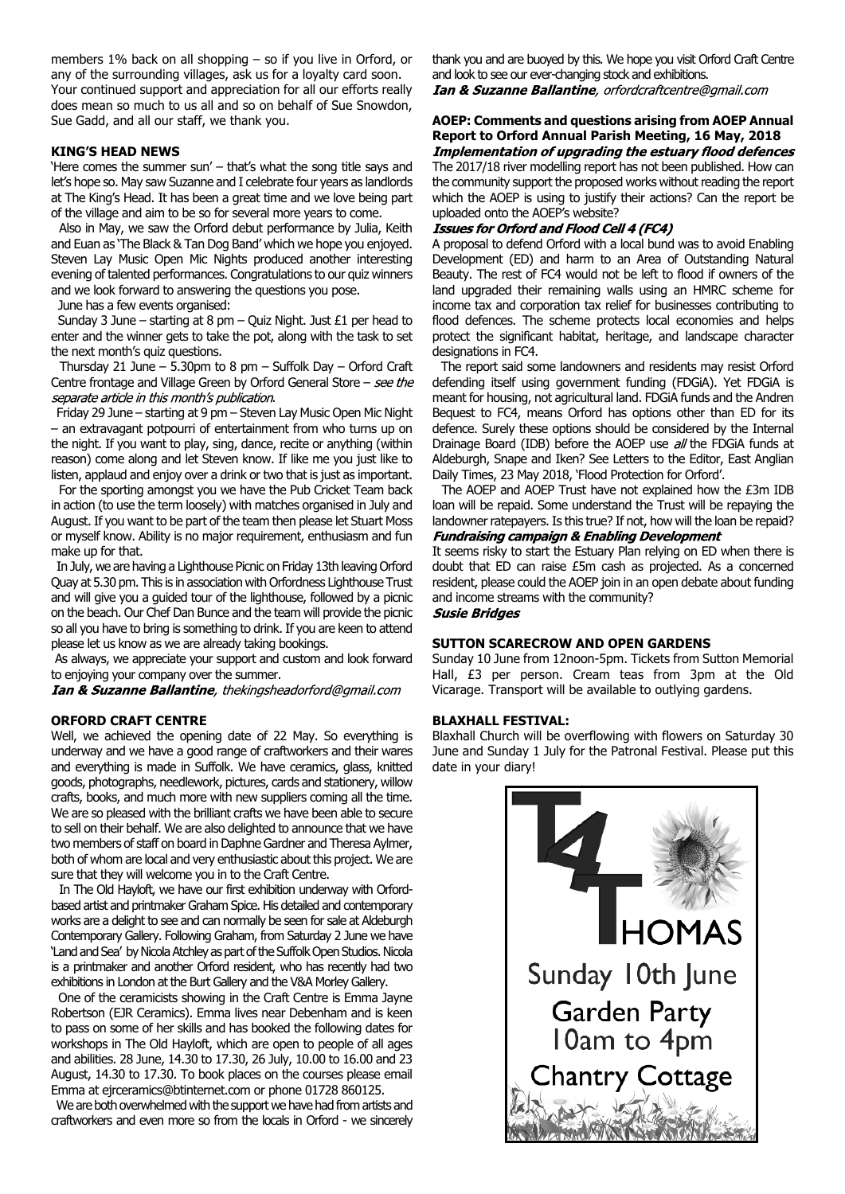members 1% back on all shopping – so if you live in Orford, or any of the surrounding villages, ask us for a loyalty card soon. Your continued support and appreciation for all our efforts really does mean so much to us all and so on behalf of Sue Snowdon, Sue Gadd, and all our staff, we thank you.

## KING'S HEAD NEWS

'Here comes the summer sun' – that's what the song title says and let's hope so. May saw Suzanne and I celebrate four years as landlords at The King's Head. It has been a great time and we love being part of the village and aim to be so for several more years to come.

Also in May, we saw the Orford debut performance by Julia, Keith and Euan as 'The Black & Tan Dog Band' which we hope you enjoyed. Steven Lay Music Open Mic Nights produced another interesting evening of talented performances. Congratulations to our quiz winners and we look forward to answering the questions you pose.

June has a few events organised:

Sunday 3 June – starting at 8 pm – Quiz Night. Just £1 per head to enter and the winner gets to take the pot, along with the task to set the next month's quiz questions.

Thursday 21 June – 5.30pm to 8 pm – Suffolk Day – Orford Craft Centre frontage and Village Green by Orford General Store – *see the separate article in this month's publication*.

Friday 29 June – starting at 9 pm – Steven Lay Music Open Mic Night – an extravagant potpourri of entertainment from who turns up on the night. If you want to play, sing, dance, recite or anything (within reason) come along and let Steven know. If like me you just like to listen, applaud and enjoy over a drink or two that is just as important.

For the sporting amongst you we have the Pub Cricket Team back in action (to use the term loosely) with matches organised in July and August. If you want to be part of the team then please let Stuart Moss or myself know. Ability is no major requirement, enthusiasm and fun make up for that.

In July, we are having a Lighthouse Picnic on Friday 13th leaving Orford Quay at 5.30 pm. This is in association with Orfordness Lighthouse Trust and will give you a guided tour of the lighthouse, followed by a picnic on the beach. Our Chef Dan Bunce and the team will provide the picnic so all you have to bring is something to drink. If you are keen to attend please let us know as we are already taking bookings.

As always, we appreciate your support and custom and look forward to enjoying your company over the summer.

***Ian & Suzanne Ballantine**, thekingsheadorford@gmail.com*

## ORFORD CRAFT CENTRE

Well, we achieved the opening date of 22 May. So everything is underway and we have a good range of craftworkers and their wares and everything is made in Suffolk. We have ceramics, glass, knitted goods, photographs, needlework, pictures, cards and stationery, willow crafts, books, and much more with new suppliers coming all the time. We are so pleased with the brilliant crafts we have been able to secure to sell on their behalf. We are also delighted to announce that we have two members of staff on board in Daphne Gardner and Theresa Aylmer, both of whom are local and very enthusiastic about this project. We are sure that they will welcome you in to the Craft Centre.

In The Old Hayloft, we have our first exhibition underway with Orford-based artist and printmaker Graham Spice. His detailed and contemporary works are a delight to see and can normally be seen for sale at Aldeburgh Contemporary Gallery. Following Graham, from Saturday 2 June we have 'Land and Sea' by Nicola Atchley as part of the Suffolk Open Studios. Nicola is a printmaker and another Orford resident, who has recently had two exhibitions in London at the Burt Gallery and the V&A Morley Gallery.

One of the ceramicists showing in the Craft Centre is Emma Jayne Robertson (EJR Ceramics). Emma lives near Debenham and is keen to pass on some of her skills and has booked the following dates for workshops in The Old Hayloft, which are open to people of all ages and abilities. 28 June, 14.30 to 17.30, 26 July, 10.00 to 16.00 and 23 August, 14.30 to 17.30. To book places on the courses please email Emma at ejrceramics@btinternet.com or phone 01728 860125.

We are both overwhelmed with the support we have had from artists and craftworkers and even more so from the locals in Orford - we sincerely thank you and are buoyed by this. We hope you visit Orford Craft Centre and look to see our ever-changing stock and exhibitions.

***Ian & Suzanne Ballantine**, orfordcraftcentre@gmail.com*

## AOEP: Comments and questions arising from AOEP Annual Report to Orford Annual Parish Meeting, 16 May, 2018

***Implementation of upgrading the estuary flood defences***

The 2017/18 river modelling report has not been published. How can the community support the proposed works without reading the report which the AOEP is using to justify their actions? Can the report be uploaded onto the AOEP's website?

***Issues for Orford and Flood Cell 4 (FC4)***

A proposal to defend Orford with a local bund was to avoid Enabling Development (ED) and harm to an Area of Outstanding Natural Beauty. The rest of FC4 would not be left to flood if owners of the land upgraded their remaining walls using an HMRC scheme for income tax and corporation tax relief for businesses contributing to flood defences. The scheme protects local economies and helps protect the significant habitat, heritage, and landscape character designations in FC4.

The report said some landowners and residents may resist Orford defending itself using government funding (FDGiA). Yet FDGiA is meant for housing, not agricultural land. FDGiA funds and the Andren Bequest to FC4, means Orford has options other than ED for its defence. Surely these options should be considered by the Internal Drainage Board (IDB) before the AOEP use *all* the FDGiA funds at Aldeburgh, Snape and Iken? See Letters to the Editor, East Anglian Daily Times, 23 May 2018, 'Flood Protection for Orford'.

The AOEP and AOEP Trust have not explained how the £3m IDB loan will be repaid. Some understand the Trust will be repaying the landowner ratepayers. Is this true? If not, how will the loan be repaid?

***Fundraising campaign & Enabling Development***

It seems risky to start the Estuary Plan relying on ED when there is doubt that ED can raise £5m cash as projected. As a concerned resident, please could the AOEP join in an open debate about funding and income streams with the community?

***Susie Bridges***

## SUTTON SCARECROW AND OPEN GARDENS

Sunday 10 June from 12noon-5pm. Tickets from Sutton Memorial Hall, £3 per person. Cream teas from 3pm at the Old Vicarage. Transport will be available to outlying gardens.

## BLAXHALL FESTIVAL:

Blaxhall Church will be overflowing with flowers on Saturday 30 June and Sunday 1 July for the Patronal Festival. Please put this date in your diary!

4 THOMAS

Sunday 10th June

Garden Party
10am to 4pm

Chantry Cottage